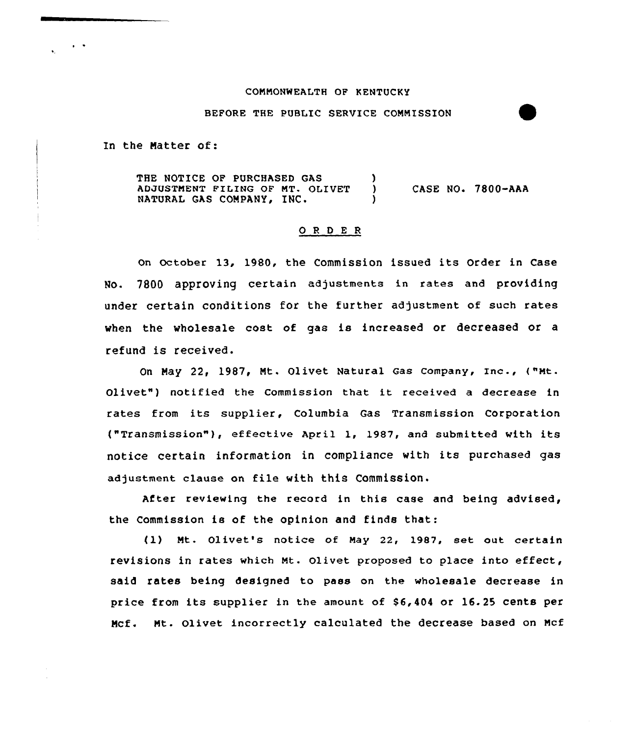COMMONWEALTH OF KENTUCKY

BEFORE THE PUBLIC SERVICE COMMISSION

In the Matter of:

THE NOTICE OF PURCHASED GAS ADJUSTMENT FILING OF MT. OLIVET NATURAL GAS COMPANY, INC. ) CASE NO. 7800-AAA

O R D E R

On October 13, 1980, the Commission issued its Order in Case No. 7800 approving certain adjustments in rates and providing under certain conditions for the further adjustment of such rates when the wholesale cost of gas is increased or decreased or a refund is received.

On May 22, 1987, Mt. Olivet Natural Gas Company, Inc., ("Mt. Olivet") notified the Commission that it received a decrease in rates from its supplier, Columbia Gas Transmission Corporation ("Transmission"), effective April 1, 1987, and submitted with its notice certain information in compliance with its purchased gas adjustment clause on file with this Commission.

After reviewing the record in this case and being advised, the Commission is of the opinion and finds that:

(1) Mt. Olivet's notice of May 22, 1987, set out certain revisions in rates which Mt. Olivet proposed to place into effect, said rates being designed to pass on the wholesale decrease in price from its supplier in the amount of $6,404 or 16.25 cents per Mcf. Mt. Olivet incorrectly calculated the decrease based on Mcf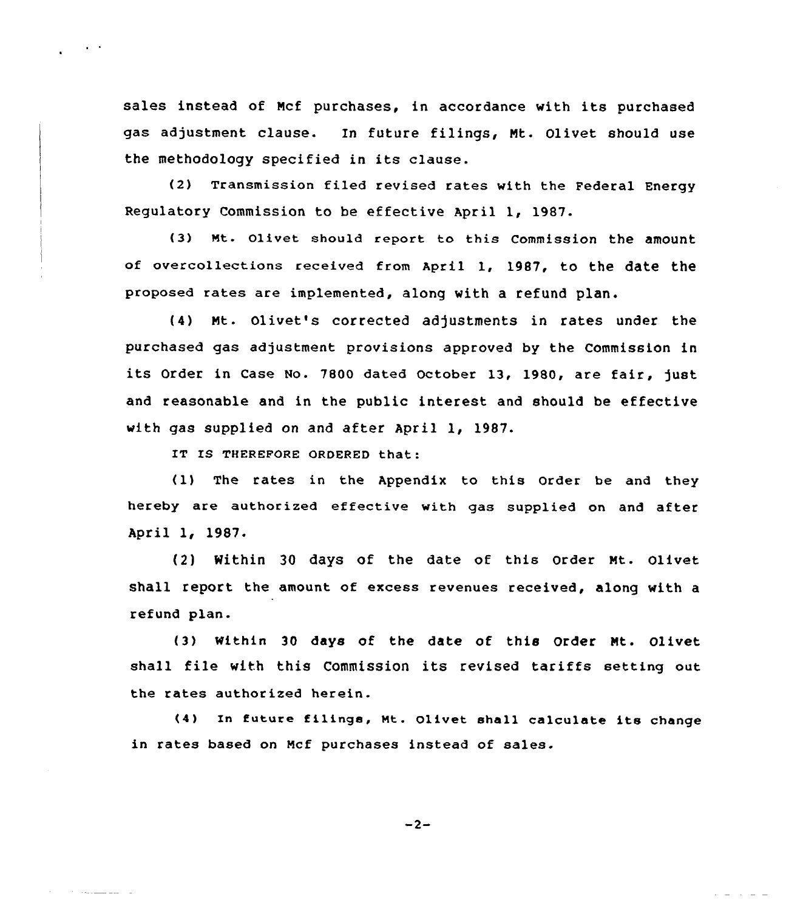sales instead of Mcf purchases, in accordance with its purchased gas adjustment clause. In future filings, Mt. Olivet should use the methodology specified in its clause.

(2) Transmission filed revised rates with the Federal Energy Regulatory Commission to be effective April 1, 1987.

(3) Mt. Olivet should report to this Commission the amount of overcollections received from April 1, 1987, to the date the proposed rates are implemented, along with a refund plan.

(4) Mt. Olivet's corrected adjustments in rates under the purchased gas adjustment provisions approved by the Commission in its Order in Case No. 7800 dated October 13, 1980, are fair, just and reasonable and in the public interest and should be effective with gas supplied on and after April 1, 1987.

IT IS THEREFORE ORDERED that:

(1) The rates in the Appendix to this Order be and they hereby are authorized effective with gas supplied on and after April 1, 1987.

(2) Within 30 days of the date of this Order Mt. Olivet shall report the amount of excess revenues received, along with a refund plan.

(3) Within 30 days of the date of this Order Mt. Olivet shall file with this Commission its revised tariffs setting out the rates authorized herein.

(4) In future filings, Mt. Olivet shall calculate its change in rates based on Mcf purchases instead of sales.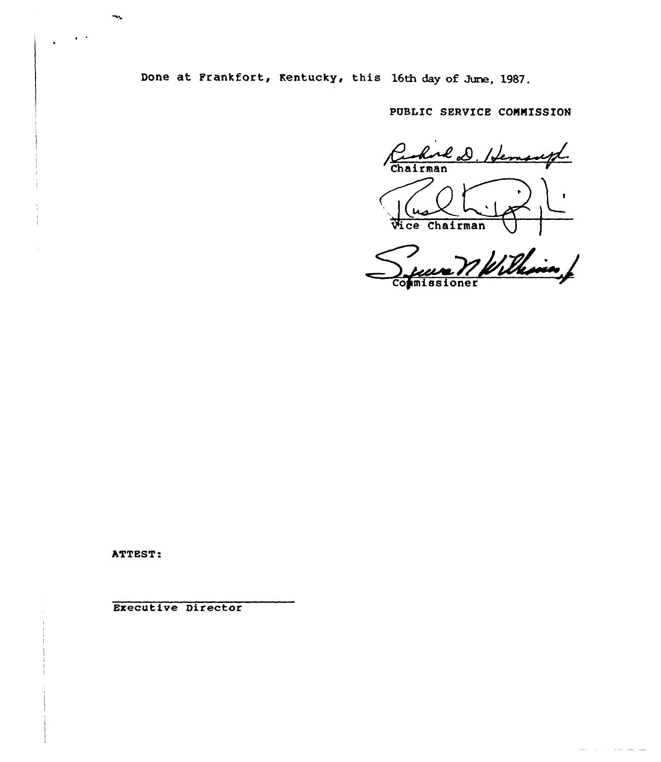Done at Frankfort, Kentucky, this 16th day of June, 1987.

PUBLIC SERVICE COMMISSION

Richard D. Hemenway
Chairman

Vice Chairman

Commissioner

ATTEST:

Executive Director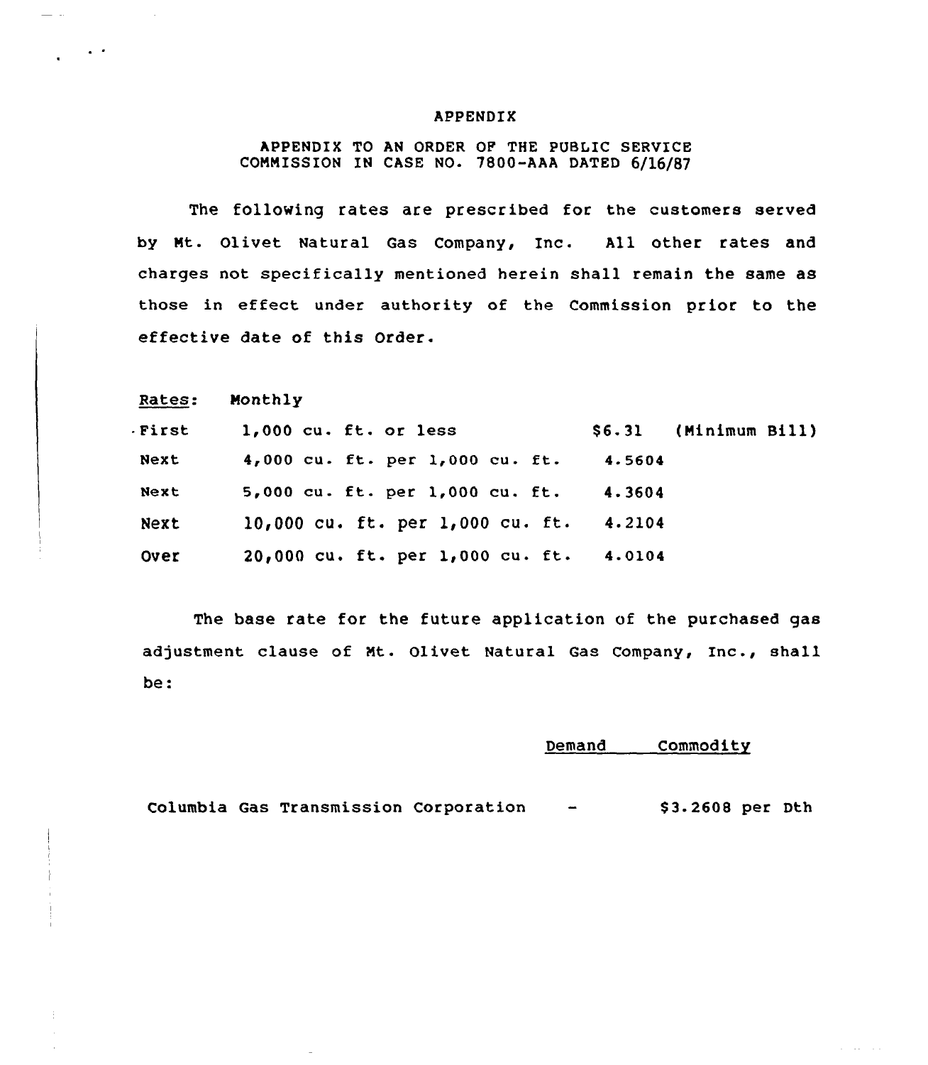# APPENDIX

APPENDIX TO AN ORDER OF THE PUBLIC SERVICE COMMISSION IN CASE NO. 7800-AAA DATED 6/16/87

The following rates are prescribed for the customers served by Mt. Olivet Natural Gas Company, Inc. All other rates and charges not specifically mentioned herein shall remain the same as those in effect under authority of the Commission prior to the effective date of this Order.

Rates: Monthly

| | | | |
|---|---|---|---|
| First | 1,000 cu. ft. or less | $6.31 | (Minimum Bill) |
| Next | 4,000 cu. ft. per 1,000 cu. ft. | 4.5604 | |
| Next | 5,000 cu. ft. per 1,000 cu. ft. | 4.3604 | |
| Next | 10,000 cu. ft. per 1,000 cu. ft. | 4.2104 | |
| Over | 20,000 cu. ft. per 1,000 cu. ft. | 4.0104 | |

The base rate for the future application of the purchased gas adjustment clause of Mt. Olivet Natural Gas Company, Inc., shall be:

| | Demand | Commodity |
|---|---|---|
| Columbia Gas Transmission Corporation | - | $3.2608 per Dth |